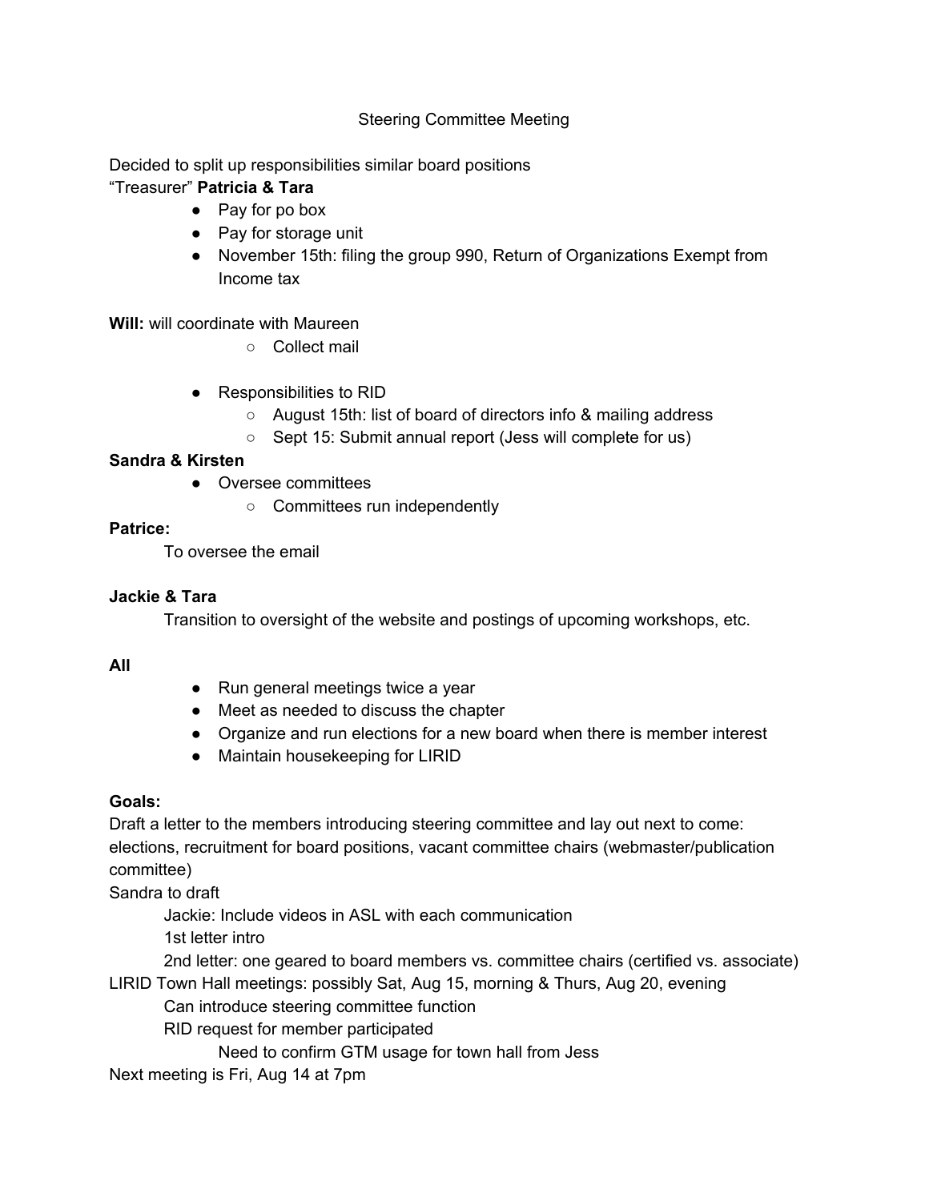# Steering Committee Meeting

Decided to split up responsibilities similar board positions

"Treasurer" **Patricia & Tara**

- Pay for po box
- Pay for storage unit
- November 15th: filing the group 990, Return of Organizations Exempt from Income tax

**Will:** will coordinate with Maureen

  - Collect mail

- Responsibilities to RID
  - August 15th: list of board of directors info & mailing address
  - Sept 15: Submit annual report (Jess will complete for us)

**Sandra & Kirsten**

- Oversee committees
  - Committees run independently

**Patrice:**

To oversee the email

**Jackie & Tara**

Transition to oversight of the website and postings of upcoming workshops, etc.

**All**

- Run general meetings twice a year
- Meet as needed to discuss the chapter
- Organize and run elections for a new board when there is member interest
- Maintain housekeeping for LIRID

**Goals:**

Draft a letter to the members introducing steering committee and lay out next to come: elections, recruitment for board positions, vacant committee chairs (webmaster/publication committee)

Sandra to draft

> Jackie: Include videos in ASL with each communication
>
> 1st letter intro
>
> 2nd letter: one geared to board members vs. committee chairs (certified vs. associate)

LIRID Town Hall meetings: possibly Sat, Aug 15, morning & Thurs, Aug 20, evening

> Can introduce steering committee function
>
> RID request for member participated
>
> > Need to confirm GTM usage for town hall from Jess

Next meeting is Fri, Aug 14 at 7pm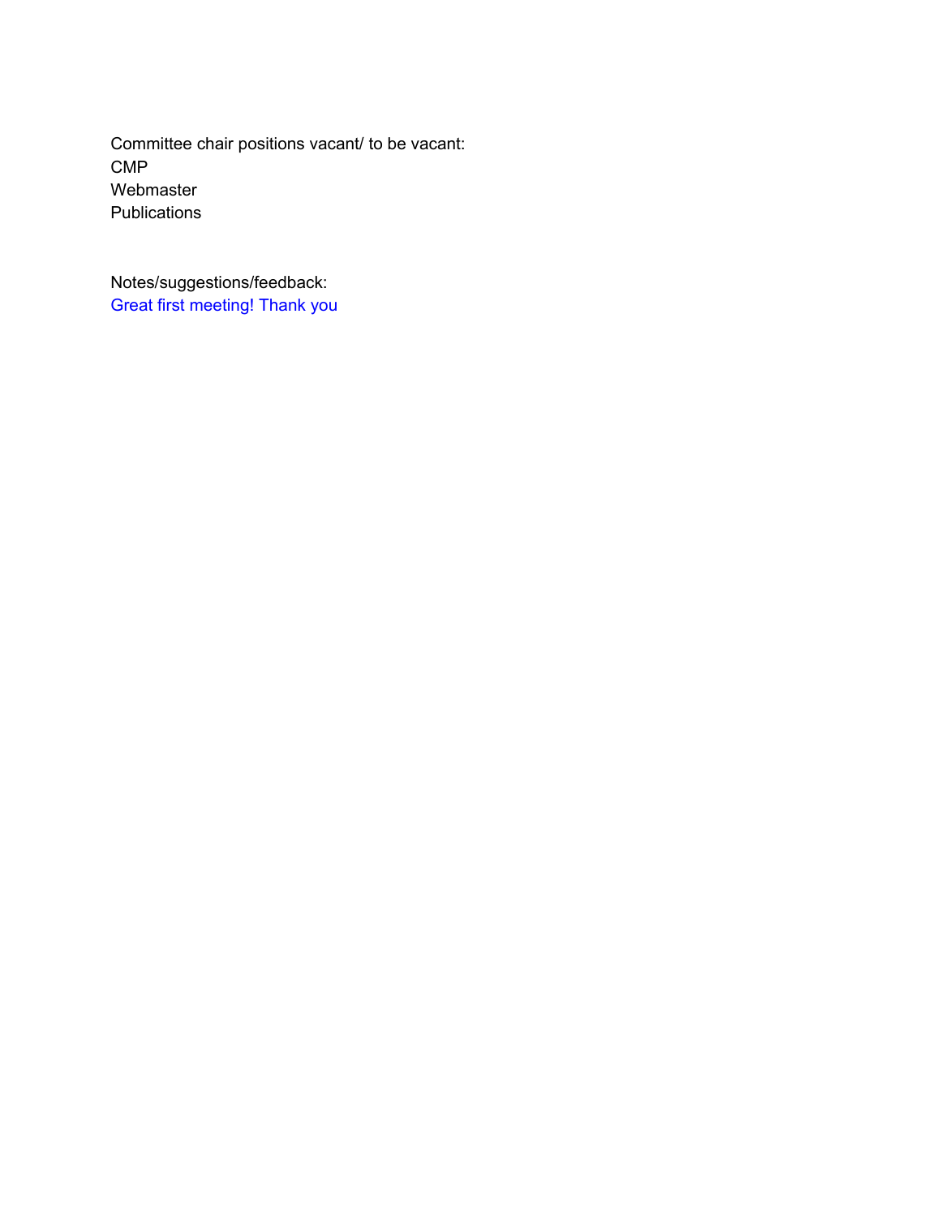Committee chair positions vacant/ to be vacant:
CMP
Webmaster
Publications

Notes/suggestions/feedback:
Great first meeting! Thank you